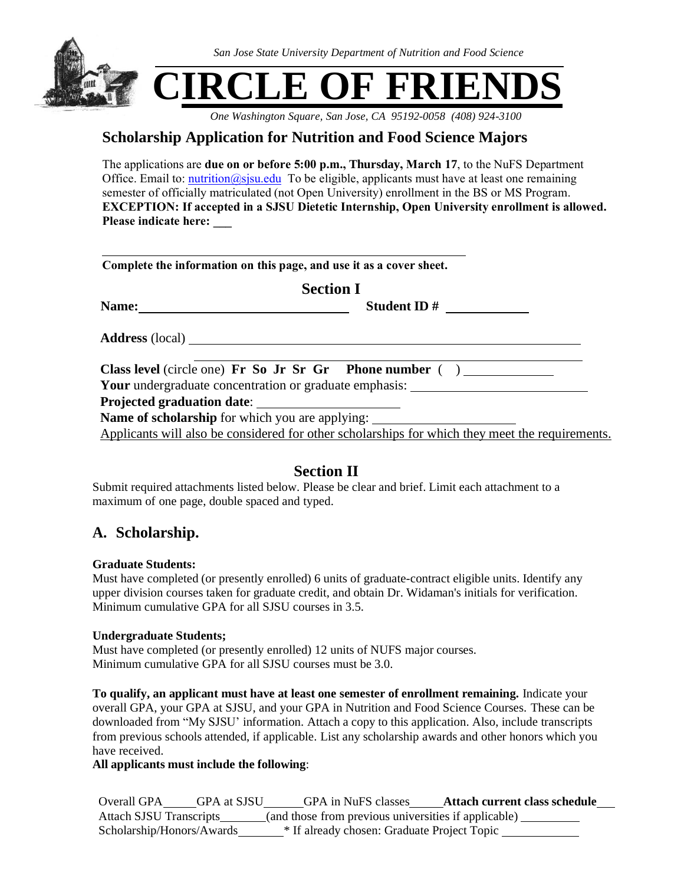*San Jose State University Department of Nutrition and Food Science*

# CIRCLE OF FRIENDS

*One Washington Square, San Jose, CA 95192-0058 (408) 924-3100*

## Scholarship Application for Nutrition and Food Science Majors

The applications are **due on or before 5:00 p.m., Thursday, March 17**, to the NuFS Department Office. Email to: nutrition@sjsu.edu To be eligible, applicants must have at least one remaining semester of officially matriculated (not Open University) enrollment in the BS or MS Program. **EXCEPTION: If accepted in a SJSU Dietetic Internship, Open University enrollment is allowed. Please indicate here: ___**

**Complete the information on this page, and use it as a cover sheet.**

### Section I

**Name:** ______________________________ **Student ID #** ____________

**Address** (local) ________________________________________________________

________________________________________________________

**Class level** (circle one) **Fr So Jr Sr Gr** **Phone number** ( ) ____________

**Your** undergraduate concentration or graduate emphasis: ________________________

**Projected graduation date**: ____________________

**Name of scholarship** for which you are applying: ____________________

Applicants will also be considered for other scholarships for which they meet the requirements.

### Section II

Submit required attachments listed below. Please be clear and brief. Limit each attachment to a maximum of one page, double spaced and typed.

## A. Scholarship.

**Graduate Students:**
Must have completed (or presently enrolled) 6 units of graduate-contract eligible units. Identify any upper division courses taken for graduate credit, and obtain Dr. Widaman's initials for verification. Minimum cumulative GPA for all SJSU courses in 3.5.

**Undergraduate Students;**
Must have completed (or presently enrolled) 12 units of NUFS major courses.
Minimum cumulative GPA for all SJSU courses must be 3.0.

**To qualify, an applicant must have at least one semester of enrollment remaining.** Indicate your overall GPA, your GPA at SJSU, and your GPA in Nutrition and Food Science Courses. These can be downloaded from "My SJSU' information. Attach a copy to this application. Also, include transcripts from previous schools attended, if applicable. List any scholarship awards and other honors which you have received.

**All applicants must include the following**:

Overall GPA_____ GPA at SJSU______ GPA in NuFS classes_____ **Attach current class schedule**___
Attach SJSU Transcripts_______ (and those from previous universities if applicable) _________
Scholarship/Honors/Awards_______ * If already chosen: Graduate Project Topic ____________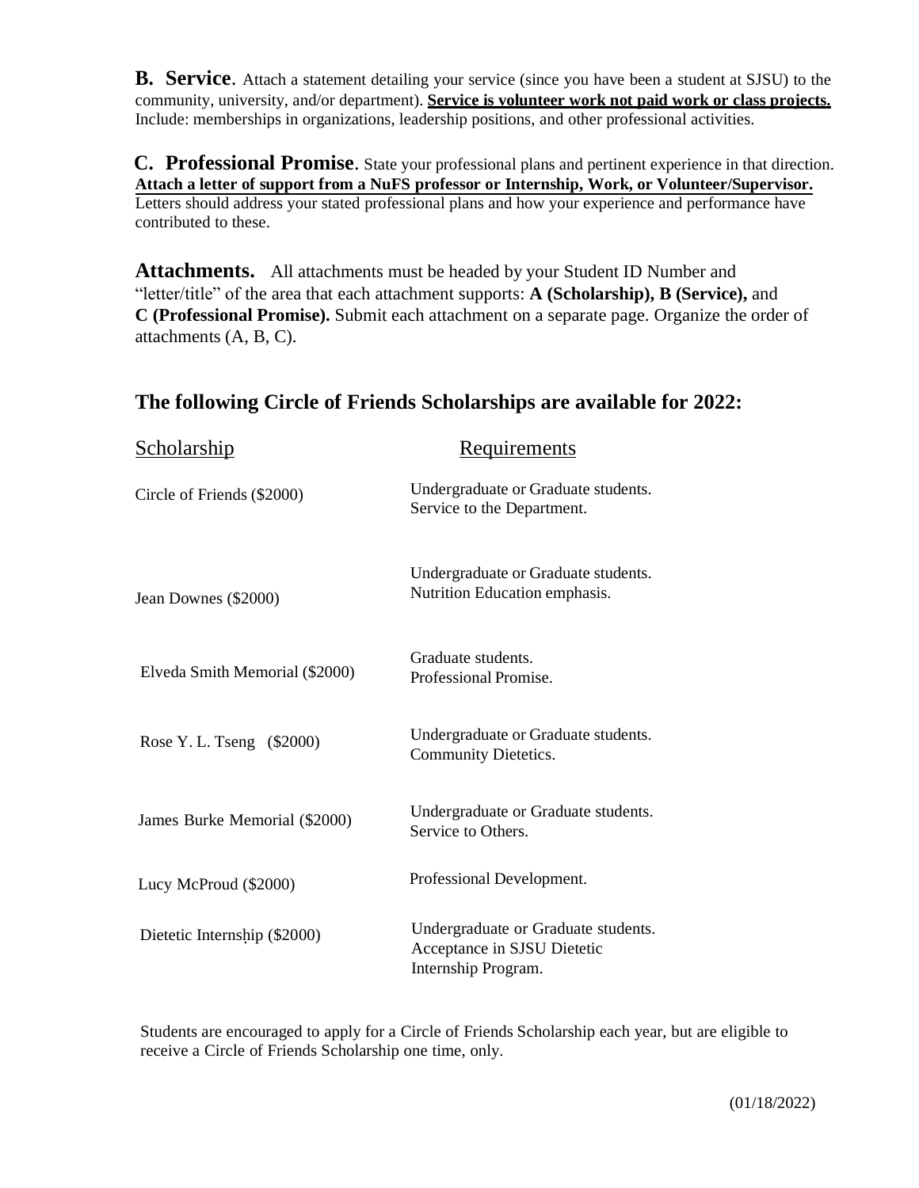**B. Service**. Attach a statement detailing your service (since you have been a student at SJSU) to the community, university, and/or department). **Service is volunteer work not paid work or class projects.** Include: memberships in organizations, leadership positions, and other professional activities.

**C. Professional Promise**. State your professional plans and pertinent experience in that direction. **Attach a letter of support from a NuFS professor or Internship, Work, or Volunteer/Supervisor.** Letters should address your stated professional plans and how your experience and performance have contributed to these.

**Attachments.** All attachments must be headed by your Student ID Number and "letter/title" of the area that each attachment supports: **A (Scholarship), B (Service),** and **C (Professional Promise).** Submit each attachment on a separate page. Organize the order of attachments (A, B, C).

## The following Circle of Friends Scholarships are available for 2022:

| Scholarship | Requirements |
|---|---|
| Circle of Friends ($2000) | Undergraduate or Graduate students. Service to the Department. |
| Jean Downes ($2000) | Undergraduate or Graduate students. Nutrition Education emphasis. |
| Elveda Smith Memorial ($2000) | Graduate students. Professional Promise. |
| Rose Y. L. Tseng ($2000) | Undergraduate or Graduate students. Community Dietetics. |
| James Burke Memorial ($2000) | Undergraduate or Graduate students. Service to Others. |
| Lucy McProud ($2000) | Professional Development. |
| Dietetic Internship ($2000) | Undergraduate or Graduate students. Acceptance in SJSU Dietetic Internship Program. |

Students are encouraged to apply for a Circle of Friends Scholarship each year, but are eligible to receive a Circle of Friends Scholarship one time, only.

(01/18/2022)